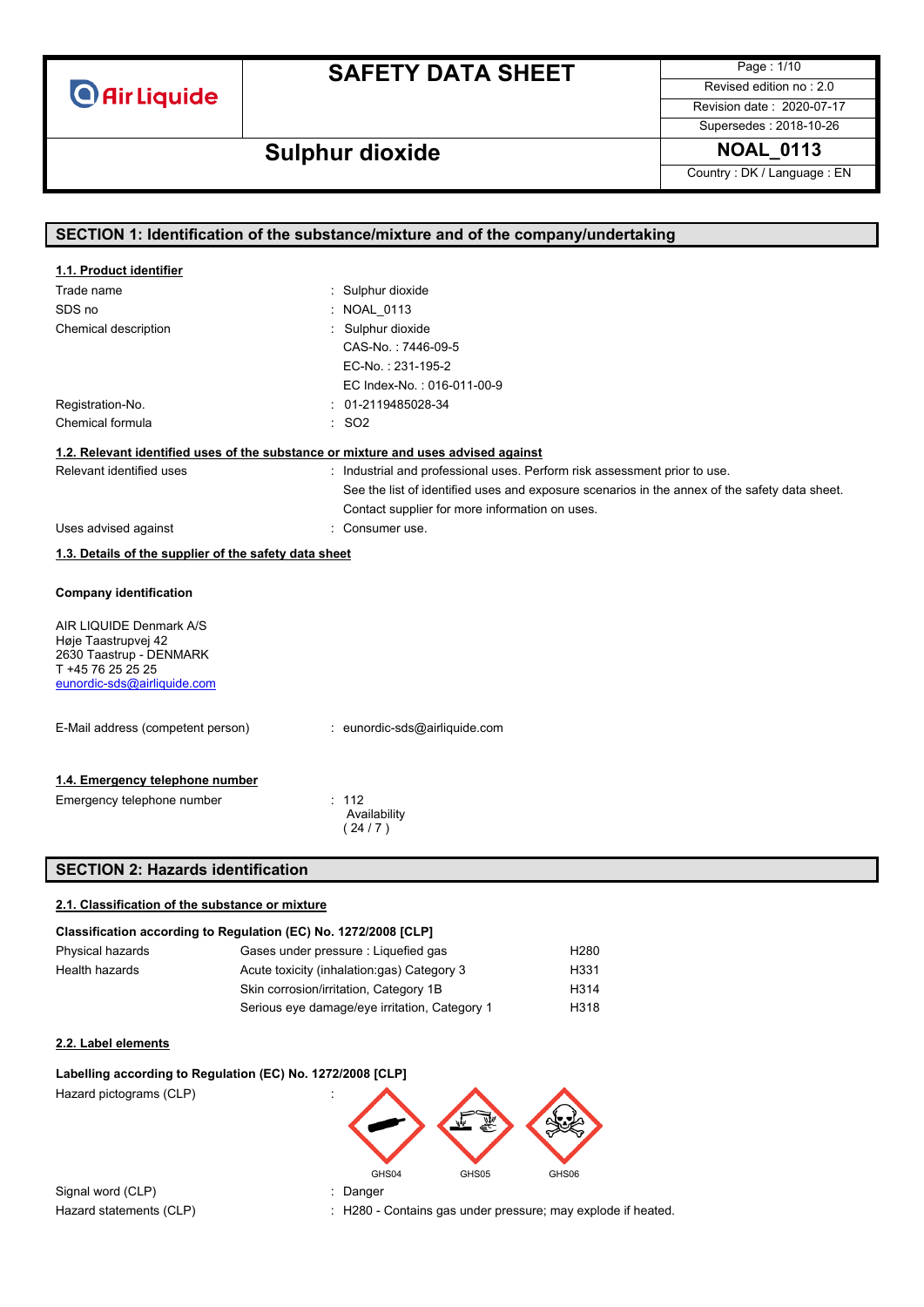# SAFETY DATA SHEET

Revised edition no : 2.0
Revision date : 2020-07-17
Supersedes : 2018-10-26

## Sulphur dioxide

NOAL_0113

Country : DK / Language : EN

## SECTION 1: Identification of the substance/mixture and of the company/undertaking

### 1.1. Product identifier

| | |
|---|---|
| Trade name | : Sulphur dioxide |
| SDS no | : NOAL_0113 |
| Chemical description | : Sulphur dioxide<br>CAS-No. : 7446-09-5<br>EC-No. : 231-195-2<br>EC Index-No. : 016-011-00-9 |
| Registration-No. | : 01-2119485028-34 |
| Chemical formula | : $SO_2$ |

### 1.2. Relevant identified uses of the substance or mixture and uses advised against

| | |
|---|---|
| Relevant identified uses | : Industrial and professional uses. Perform risk assessment prior to use.<br>See the list of identified uses and exposure scenarios in the annex of the safety data sheet.<br>Contact supplier for more information on uses. |
| Uses advised against | : Consumer use. |

### 1.3. Details of the supplier of the safety data sheet

**Company identification**

AIR LIQUIDE Denmark A/S
Høje Taastrupvej 42
2630 Taastrup - DENMARK
T +45 76 25 25 25
eunordic-sds@airliquide.com

E-Mail address (competent person) : eunordic-sds@airliquide.com

### 1.4. Emergency telephone number

Emergency telephone number : 112
Availability
( 24 / 7 )

## SECTION 2: Hazards identification

### 2.1. Classification of the substance or mixture

**Classification according to Regulation (EC) No. 1272/2008 [CLP]**

| | | |
|---|---|---|
| Physical hazards | Gases under pressure : Liquefied gas | H280 |
| Health hazards | Acute toxicity (inhalation:gas) Category 3 | H331 |
| | Skin corrosion/irritation, Category 1B | H314 |
| | Serious eye damage/eye irritation, Category 1 | H318 |

### 2.2. Label elements

**Labelling according to Regulation (EC) No. 1272/2008 [CLP]**

Hazard pictograms (CLP) :

GHS04 GHS05 GHS06

| | |
|---|---|
| Signal word (CLP) | : Danger |
| Hazard statements (CLP) | : H280 - Contains gas under pressure; may explode if heated. |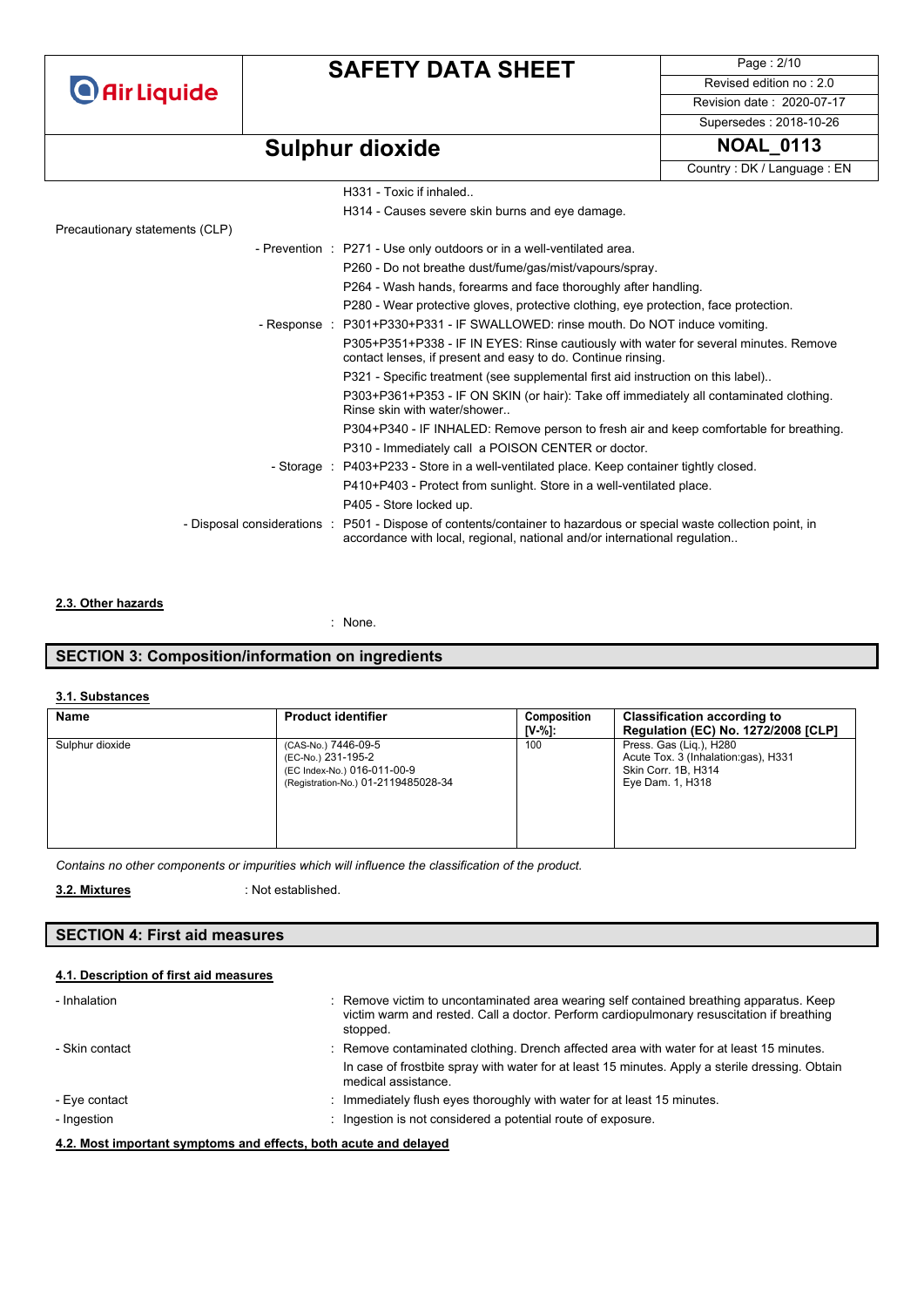H331 - Toxic if inhaled..

H314 - Causes severe skin burns and eye damage.

Precautionary statements (CLP)

- Prevention : P271 - Use only outdoors or in a well-ventilated area.
  P260 - Do not breathe dust/fume/gas/mist/vapours/spray.
  P264 - Wash hands, forearms and face thoroughly after handling.
  P280 - Wear protective gloves, protective clothing, eye protection, face protection.
- Response : P301+P330+P331 - IF SWALLOWED: rinse mouth. Do NOT induce vomiting.
  P305+P351+P338 - IF IN EYES: Rinse cautiously with water for several minutes. Remove contact lenses, if present and easy to do. Continue rinsing.
  P321 - Specific treatment (see supplemental first aid instruction on this label)..
  P303+P361+P353 - IF ON SKIN (or hair): Take off immediately all contaminated clothing. Rinse skin with water/shower..
  P304+P340 - IF INHALED: Remove person to fresh air and keep comfortable for breathing.
  P310 - Immediately call a POISON CENTER or doctor.
- Storage : P403+P233 - Store in a well-ventilated place. Keep container tightly closed.
  P410+P403 - Protect from sunlight. Store in a well-ventilated place.
  P405 - Store locked up.
- Disposal considerations : P501 - Dispose of contents/container to hazardous or special waste collection point, in accordance with local, regional, national and/or international regulation..

### 2.3. Other hazards

: None.

## SECTION 3: Composition/information on ingredients

### 3.1. Substances

| Name | Product identifier | Composition [V-%]: | Classification according to Regulation (EC) No. 1272/2008 [CLP] |
|---|---|---|---|
| Sulphur dioxide | (CAS-No.) 7446-09-5<br>(EC-No.) 231-195-2<br>(EC Index-No.) 016-011-00-9<br>(Registration-No.) 01-2119485028-34 | 100 | Press. Gas (Liq.), H280<br>Acute Tox. 3 (Inhalation:gas), H331<br>Skin Corr. 1B, H314<br>Eye Dam. 1, H318 |

*Contains no other components or impurities which will influence the classification of the product.*

**3.2. Mixtures** : Not established.

## SECTION 4: First aid measures

### 4.1. Description of first aid measures

- Inhalation : Remove victim to uncontaminated area wearing self contained breathing apparatus. Keep victim warm and rested. Call a doctor. Perform cardiopulmonary resuscitation if breathing stopped.
- Skin contact : Remove contaminated clothing. Drench affected area with water for at least 15 minutes.
  In case of frostbite spray with water for at least 15 minutes. Apply a sterile dressing. Obtain medical assistance.
- Eye contact : Immediately flush eyes thoroughly with water for at least 15 minutes.
- Ingestion : Ingestion is not considered a potential route of exposure.

### 4.2. Most important symptoms and effects, both acute and delayed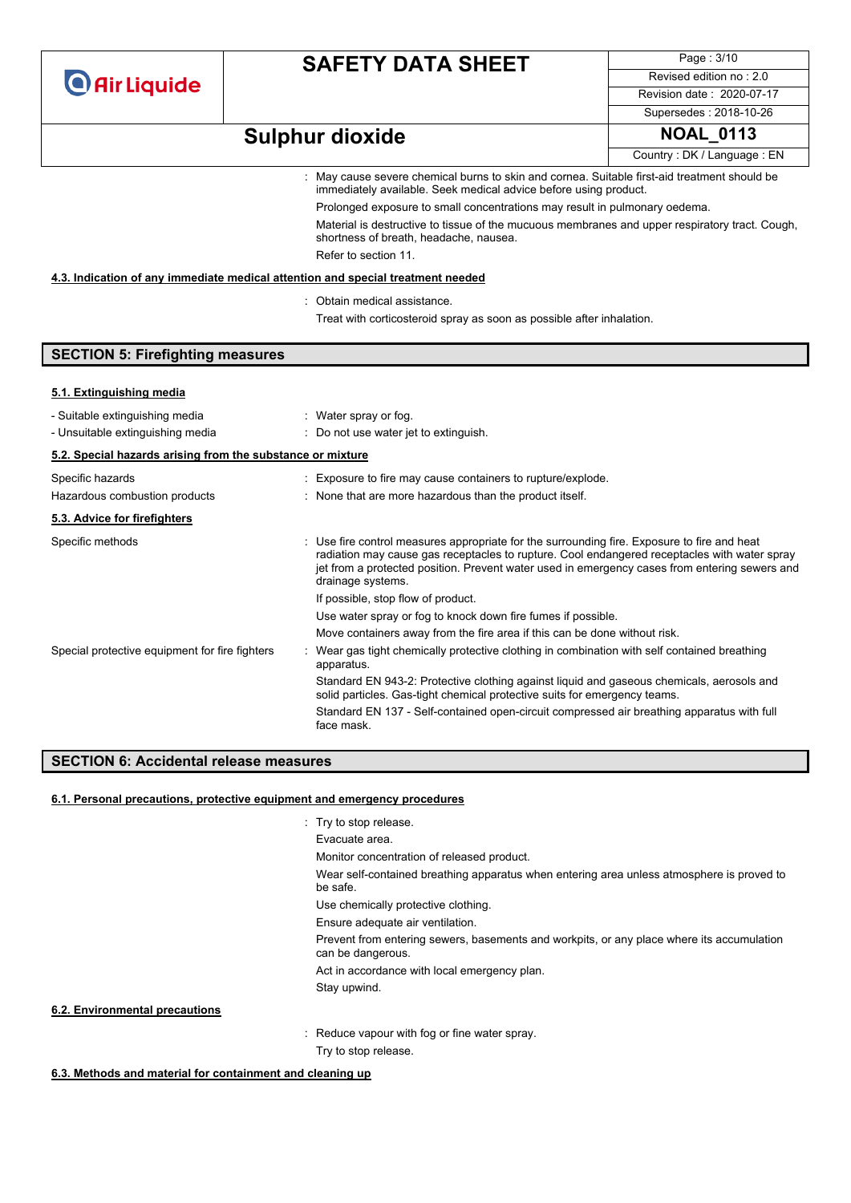: May cause severe chemical burns to skin and cornea. Suitable first-aid treatment should be immediately available. Seek medical advice before using product.

Prolonged exposure to small concentrations may result in pulmonary oedema.

Material is destructive to tissue of the mucuous membranes and upper respiratory tract. Cough, shortness of breath, headache, nausea.

Refer to section 11.

**4.3. Indication of any immediate medical attention and special treatment needed**

: Obtain medical assistance.

Treat with corticosteroid spray as soon as possible after inhalation.

## SECTION 5: Firefighting measures

**5.1. Extinguishing media**

| | |
|---|---|
| - Suitable extinguishing media | : Water spray or fog. |
| - Unsuitable extinguishing media | : Do not use water jet to extinguish. |

**5.2. Special hazards arising from the substance or mixture**

| | |
|---|---|
| Specific hazards | : Exposure to fire may cause containers to rupture/explode. |
| Hazardous combustion products | : None that are more hazardous than the product itself. |

**5.3. Advice for firefighters**

| | |
|---|---|
| Specific methods | : Use fire control measures appropriate for the surrounding fire. Exposure to fire and heat radiation may cause gas receptacles to rupture. Cool endangered receptacles with water spray jet from a protected position. Prevent water used in emergency cases from entering sewers and drainage systems.<br>If possible, stop flow of product.<br>Use water spray or fog to knock down fire fumes if possible.<br>Move containers away from the fire area if this can be done without risk. |
| Special protective equipment for fire fighters | : Wear gas tight chemically protective clothing in combination with self contained breathing apparatus.<br>Standard EN 943-2: Protective clothing against liquid and gaseous chemicals, aerosols and solid particles. Gas-tight chemical protective suits for emergency teams.<br>Standard EN 137 - Self-contained open-circuit compressed air breathing apparatus with full face mask. |

## SECTION 6: Accidental release measures

**6.1. Personal precautions, protective equipment and emergency procedures**

: Try to stop release.

Evacuate area.

Monitor concentration of released product.

Wear self-contained breathing apparatus when entering area unless atmosphere is proved to be safe.

Use chemically protective clothing.

Ensure adequate air ventilation.

Prevent from entering sewers, basements and workpits, or any place where its accumulation can be dangerous.

Act in accordance with local emergency plan.

Stay upwind.

**6.2. Environmental precautions**

: Reduce vapour with fog or fine water spray.

Try to stop release.

**6.3. Methods and material for containment and cleaning up**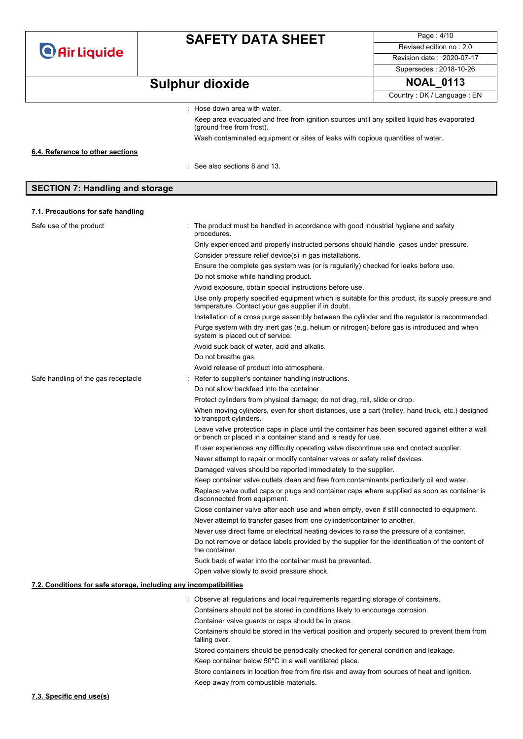: Hose down area with water.

Keep area evacuated and free from ignition sources until any spilled liquid has evaporated (ground free from frost).

Wash contaminated equipment or sites of leaks with copious quantities of water.

**6.4. Reference to other sections**

: See also sections 8 and 13.

## SECTION 7: Handling and storage

**7.1. Precautions for safe handling**

Safe use of the product : The product must be handled in accordance with good industrial hygiene and safety procedures.

Only experienced and properly instructed persons should handle gases under pressure.

Consider pressure relief device(s) in gas installations.

Ensure the complete gas system was (or is regularily) checked for leaks before use.

Do not smoke while handling product.

Avoid exposure, obtain special instructions before use.

Use only properly specified equipment which is suitable for this product, its supply pressure and temperature. Contact your gas supplier if in doubt.

Installation of a cross purge assembly between the cylinder and the regulator is recommended.

Purge system with dry inert gas (e.g. helium or nitrogen) before gas is introduced and when system is placed out of service.

Avoid suck back of water, acid and alkalis.

Do not breathe gas.

Avoid release of product into atmosphere.

Safe handling of the gas receptacle : Refer to supplier's container handling instructions.

Do not allow backfeed into the container.

Protect cylinders from physical damage; do not drag, roll, slide or drop.

When moving cylinders, even for short distances, use a cart (trolley, hand truck, etc.) designed to transport cylinders.

Leave valve protection caps in place until the container has been secured against either a wall or bench or placed in a container stand and is ready for use.

If user experiences any difficulty operating valve discontinue use and contact supplier.

Never attempt to repair or modify container valves or safety relief devices.

Damaged valves should be reported immediately to the supplier.

Keep container valve outlets clean and free from contaminants particularly oil and water.

Replace valve outlet caps or plugs and container caps where supplied as soon as container is disconnected from equipment.

Close container valve after each use and when empty, even if still connected to equipment.

Never attempt to transfer gases from one cylinder/container to another.

Never use direct flame or electrical heating devices to raise the pressure of a container.

Do not remove or deface labels provided by the supplier for the identification of the content of the container.

Suck back of water into the container must be prevented.

Open valve slowly to avoid pressure shock.

**7.2. Conditions for safe storage, including any incompatibilities**

: Observe all regulations and local requirements regarding storage of containers.

Containers should not be stored in conditions likely to encourage corrosion.

Container valve guards or caps should be in place.

Containers should be stored in the vertical position and properly secured to prevent them from falling over.

Stored containers should be periodically checked for general condition and leakage.

Keep container below 50°C in a well ventilated place.

Store containers in location free from fire risk and away from sources of heat and ignition.

Keep away from combustible materials.

**7.3. Specific end use(s)**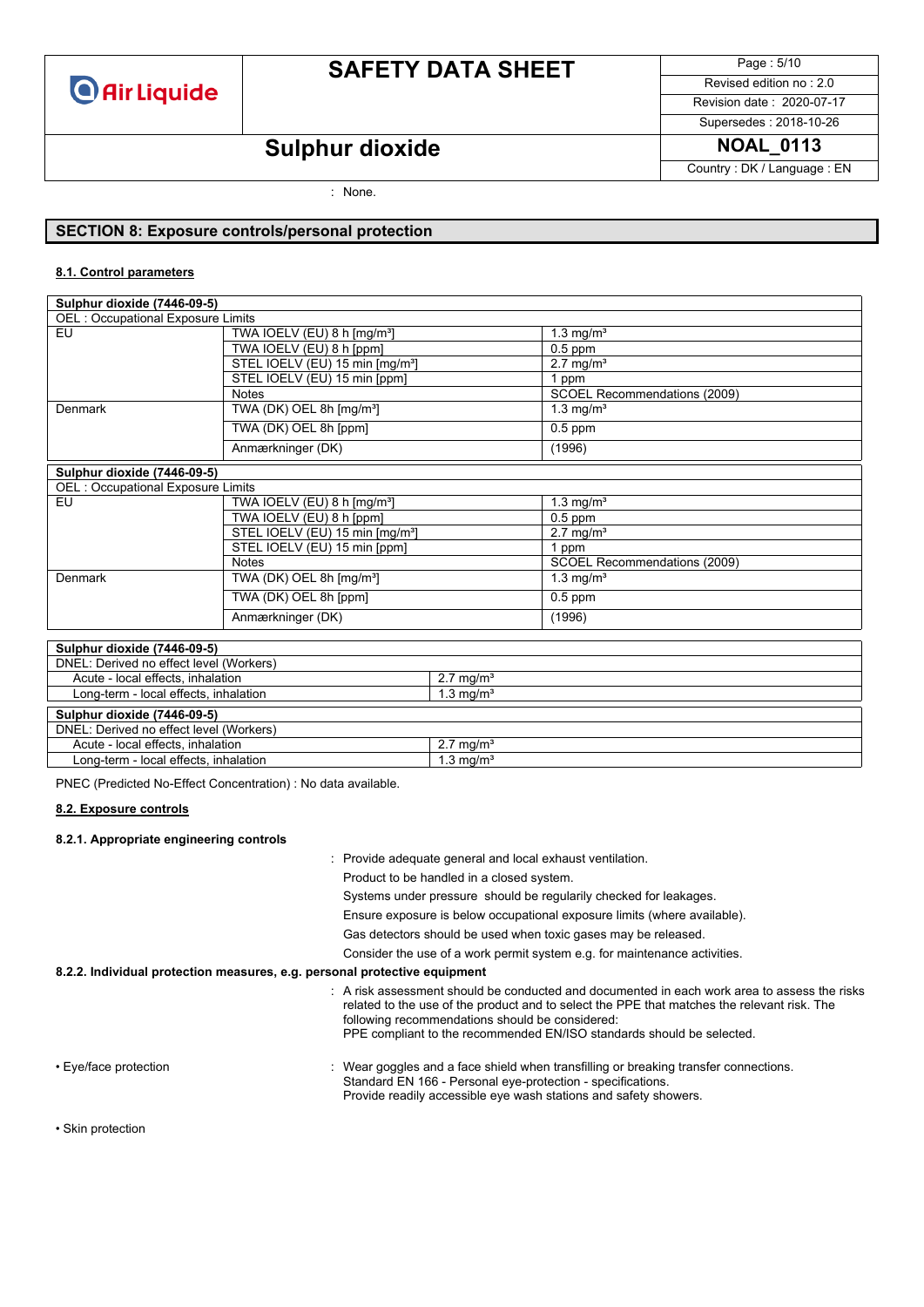: None.

## SECTION 8: Exposure controls/personal protection

### 8.1. Control parameters

| Sulphur dioxide (7446-09-5) | | |
|---|---|---|
| OEL : Occupational Exposure Limits | | |
| EU | TWA IOELV (EU) 8 h [mg/m³] | 1.3 mg/m³ |
| | TWA IOELV (EU) 8 h [ppm] | 0.5 ppm |
| | STEL IOELV (EU) 15 min [mg/m³] | 2.7 mg/m³ |
| | STEL IOELV (EU) 15 min [ppm] | 1 ppm |
| | Notes | SCOEL Recommendations (2009) |
| Denmark | TWA (DK) OEL 8h [mg/m³] | 1.3 mg/m³ |
| | TWA (DK) OEL 8h [ppm] | 0.5 ppm |
| | Anmærkninger (DK) | (1996) |

| Sulphur dioxide (7446-09-5) | | |
|---|---|---|
| OEL : Occupational Exposure Limits | | |
| EU | TWA IOELV (EU) 8 h [mg/m³] | 1.3 mg/m³ |
| | TWA IOELV (EU) 8 h [ppm] | 0.5 ppm |
| | STEL IOELV (EU) 15 min [mg/m³] | 2.7 mg/m³ |
| | STEL IOELV (EU) 15 min [ppm] | 1 ppm |
| | Notes | SCOEL Recommendations (2009) |
| Denmark | TWA (DK) OEL 8h [mg/m³] | 1.3 mg/m³ |
| | TWA (DK) OEL 8h [ppm] | 0.5 ppm |
| | Anmærkninger (DK) | (1996) |

| Sulphur dioxide (7446-09-5) | |
|---|---|
| DNEL: Derived no effect level (Workers) | |
| Acute - local effects, inhalation | 2.7 mg/m³ |
| Long-term - local effects, inhalation | 1.3 mg/m³ |

| Sulphur dioxide (7446-09-5) | |
|---|---|
| DNEL: Derived no effect level (Workers) | |
| Acute - local effects, inhalation | 2.7 mg/m³ |
| Long-term - local effects, inhalation | 1.3 mg/m³ |

PNEC (Predicted No-Effect Concentration) : No data available.

### 8.2. Exposure controls

#### 8.2.1. Appropriate engineering controls

: Provide adequate general and local exhaust ventilation.

Product to be handled in a closed system.

Systems under pressure should be regularly checked for leakages.

Ensure exposure is below occupational exposure limits (where available).

Gas detectors should be used when toxic gases may be released.

Consider the use of a work permit system e.g. for maintenance activities.

#### 8.2.2. Individual protection measures, e.g. personal protective equipment

: A risk assessment should be conducted and documented in each work area to assess the risks related to the use of the product and to select the PPE that matches the relevant risk. The following recommendations should be considered:
PPE compliant to the recommended EN/ISO standards should be selected.

• Eye/face protection : Wear goggles and a face shield when transfilling or breaking transfer connections.
Standard EN 166 - Personal eye-protection - specifications.
Provide readily accessible eye wash stations and safety showers.

• Skin protection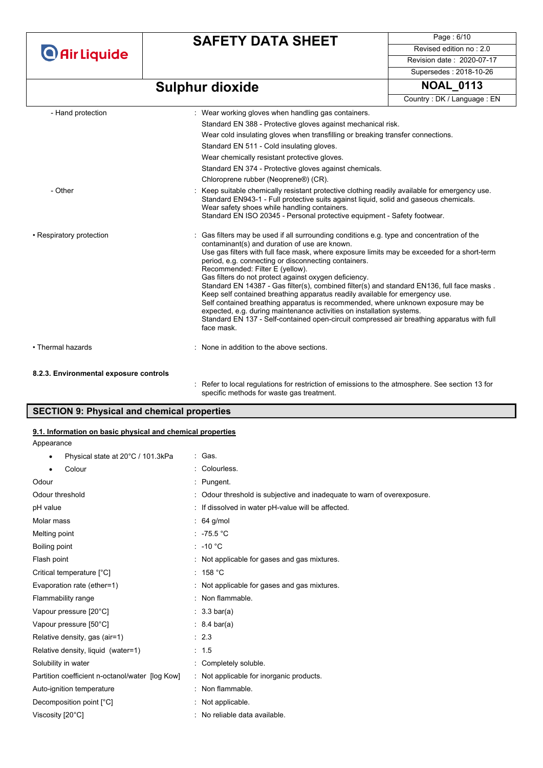- Hand protection : Wear working gloves when handling gas containers.
  Standard EN 388 - Protective gloves against mechanical risk.
  Wear cold insulating gloves when transfilling or breaking transfer connections.
  Standard EN 511 - Cold insulating gloves.
  Wear chemically resistant protective gloves.
  Standard EN 374 - Protective gloves against chemicals.
  Chloroprene rubber (Neoprene®) (CR).

- Other : Keep suitable chemically resistant protective clothing readily available for emergency use.
  Standard EN943-1 - Full protective suits against liquid, solid and gaseous chemicals.
  Wear safety shoes while handling containers.
  Standard EN ISO 20345 - Personal protective equipment - Safety footwear.

• Respiratory protection : Gas filters may be used if all surrounding conditions e.g. type and concentration of the contaminant(s) and duration of use are known.
Use gas filters with full face mask, where exposure limits may be exceeded for a short-term period, e.g. connecting or disconnecting containers.
Recommended: Filter E (yellow).
Gas filters do not protect against oxygen deficiency.
Standard EN 14387 - Gas filter(s), combined filter(s) and standard EN136, full face masks .
Keep self contained breathing apparatus readily available for emergency use.
Self contained breathing apparatus is recommended, where unknown exposure may be expected, e.g. during maintenance activities on installation systems.
Standard EN 137 - Self-contained open-circuit compressed air breathing apparatus with full face mask.

• Thermal hazards : None in addition to the above sections.

**8.2.3. Environmental exposure controls**

: Refer to local regulations for restriction of emissions to the atmosphere. See section 13 for specific methods for waste gas treatment.

## SECTION 9: Physical and chemical properties

### 9.1. Information on basic physical and chemical properties

Appearance

| | |
|---|---|
| • Physical state at 20°C / 101.3kPa | : Gas. |
| • Colour | : Colourless. |
| Odour | : Pungent. |
| Odour threshold | : Odour threshold is subjective and inadequate to warn of overexposure. |
| pH value | : If dissolved in water pH-value will be affected. |
| Molar mass | : 64 g/mol |
| Melting point | : -75.5 °C |
| Boiling point | : -10 °C |
| Flash point | : Not applicable for gases and gas mixtures. |
| Critical temperature [°C] | : 158 °C |
| Evaporation rate (ether=1) | : Not applicable for gases and gas mixtures. |
| Flammability range | : Non flammable. |
| Vapour pressure [20°C] | : 3.3 bar(a) |
| Vapour pressure [50°C] | : 8.4 bar(a) |
| Relative density, gas (air=1) | : 2.3 |
| Relative density, liquid (water=1) | : 1.5 |
| Solubility in water | : Completely soluble. |
| Partition coefficient n-octanol/water [log Kow] | : Not applicable for inorganic products. |
| Auto-ignition temperature | : Non flammable. |
| Decomposition point [°C] | : Not applicable. |
| Viscosity [20°C] | : No reliable data available. |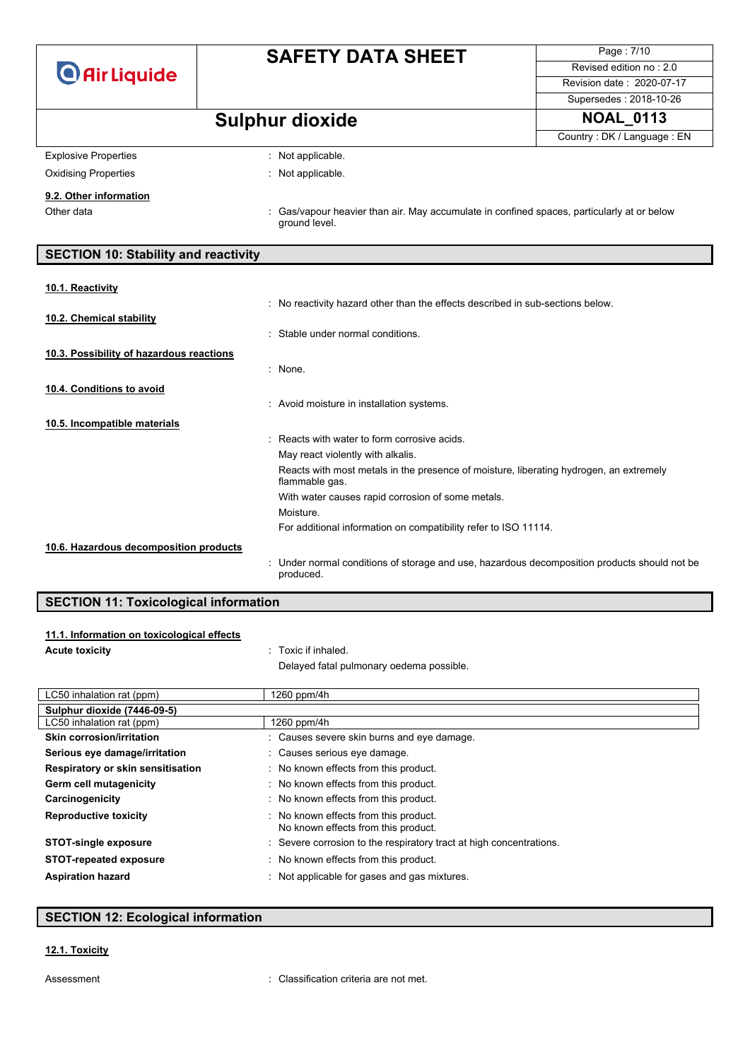Explosive Properties : Not applicable.

Oxidising Properties : Not applicable.

### 9.2. Other information

Other data : Gas/vapour heavier than air. May accumulate in confined spaces, particularly at or below ground level.

## SECTION 10: Stability and reactivity

### 10.1. Reactivity

: No reactivity hazard other than the effects described in sub-sections below.

### 10.2. Chemical stability

: Stable under normal conditions.

### 10.3. Possibility of hazardous reactions

: None.

### 10.4. Conditions to avoid

: Avoid moisture in installation systems.

### 10.5. Incompatible materials

: Reacts with water to form corrosive acids.

May react violently with alkalis.

Reacts with most metals in the presence of moisture, liberating hydrogen, an extremely flammable gas.

With water causes rapid corrosion of some metals.

Moisture.

For additional information on compatibility refer to ISO 11114.

### 10.6. Hazardous decomposition products

: Under normal conditions of storage and use, hazardous decomposition products should not be produced.

## SECTION 11: Toxicological information

### 11.1. Information on toxicological effects

**Acute toxicity** : Toxic if inhaled.

Delayed fatal pulmonary oedema possible.

| LC50 inhalation rat (ppm) | 1260 ppm/4h |
|---|---|
| **Sulphur dioxide (7446-09-5)** | |
| LC50 inhalation rat (ppm) | 1260 ppm/4h |

**Skin corrosion/irritation** : Causes severe skin burns and eye damage.

**Serious eye damage/irritation** : Causes serious eye damage.

**Respiratory or skin sensitisation** : No known effects from this product.

**Germ cell mutagenicity** : No known effects from this product.

**Carcinogenicity** : No known effects from this product.

**Reproductive toxicity** : No known effects from this product.
No known effects from this product.

**STOT-single exposure** : Severe corrosion to the respiratory tract at high concentrations.

**STOT-repeated exposure** : No known effects from this product.

**Aspiration hazard** : Not applicable for gases and gas mixtures.

## SECTION 12: Ecological information

### 12.1. Toxicity

Assessment : Classification criteria are not met.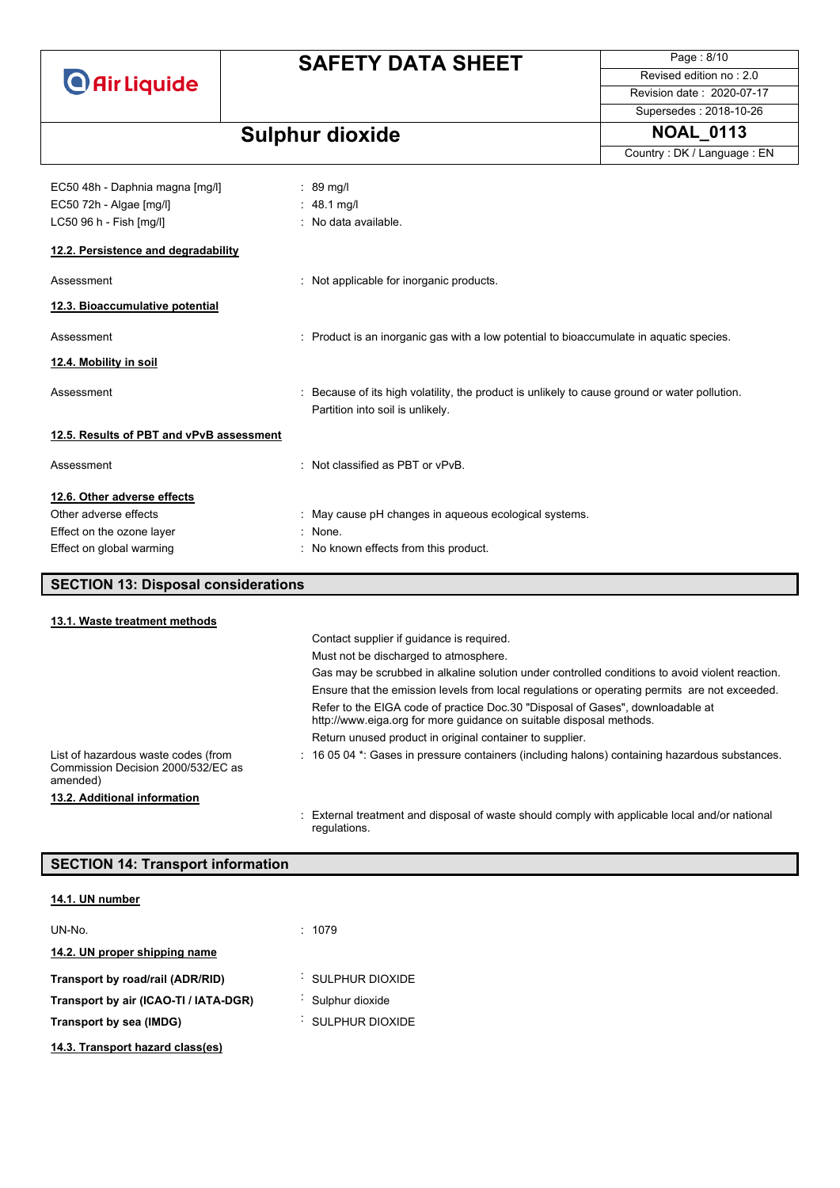| | |
|---|---|
| EC50 48h - Daphnia magna [mg/l] | : 89 mg/l |
| EC50 72h - Algae [mg/l] | : 48.1 mg/l |
| LC50 96 h - Fish [mg/l] | : No data available. |

**12.2. Persistence and degradability**

| | |
|---|---|
| Assessment | : Not applicable for inorganic products. |

**12.3. Bioaccumulative potential**

| | |
|---|---|
| Assessment | : Product is an inorganic gas with a low potential to bioaccumulate in aquatic species. |

**12.4. Mobility in soil**

| | |
|---|---|
| Assessment | : Because of its high volatility, the product is unlikely to cause ground or water pollution. Partition into soil is unlikely. |

**12.5. Results of PBT and vPvB assessment**

| | |
|---|---|
| Assessment | : Not classified as PBT or vPvB. |

**12.6. Other adverse effects**

| | |
|---|---|
| Other adverse effects | : May cause pH changes in aqueous ecological systems. |
| Effect on the ozone layer | : None. |
| Effect on global warming | : No known effects from this product. |

## SECTION 13: Disposal considerations

**13.1. Waste treatment methods**

Contact supplier if guidance is required.

Must not be discharged to atmosphere.

Gas may be scrubbed in alkaline solution under controlled conditions to avoid violent reaction.

Ensure that the emission levels from local regulations or operating permits are not exceeded.

Refer to the EIGA code of practice Doc.30 "Disposal of Gases", downloadable at http://www.eiga.org for more guidance on suitable disposal methods.

Return unused product in original container to supplier.

| | |
|---|---|
| List of hazardous waste codes (from Commission Decision 2000/532/EC as amended) | : 16 05 04 *: Gases in pressure containers (including halons) containing hazardous substances. |

**13.2. Additional information**

: External treatment and disposal of waste should comply with applicable local and/or national regulations.

## SECTION 14: Transport information

**14.1. UN number**

| | |
|---|---|
| UN-No. | : 1079 |

**14.2. UN proper shipping name**

| | |
|---|---|
| **Transport by road/rail (ADR/RID)** | : SULPHUR DIOXIDE |
| **Transport by air (ICAO-TI / IATA-DGR)** | : Sulphur dioxide |
| **Transport by sea (IMDG)** | : SULPHUR DIOXIDE |

**14.3. Transport hazard class(es)**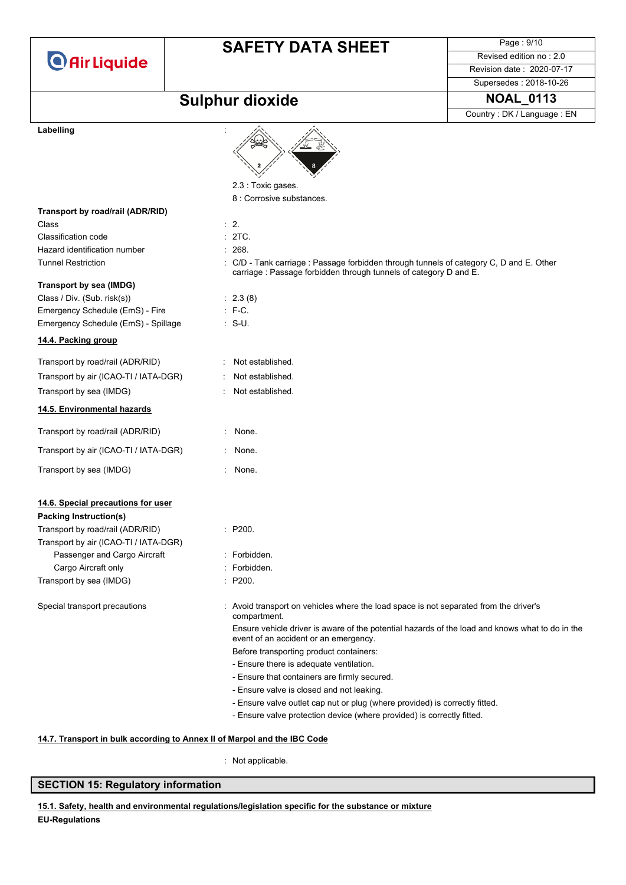**Labelling** :

2.3 : Toxic gases.

8 : Corrosive substances.

**Transport by road/rail (ADR/RID)**

| | |
|---|---|
| Class | : 2. |
| Classification code | : 2TC. |
| Hazard identification number | : 268. |
| Tunnel Restriction | : C/D - Tank carriage : Passage forbidden through tunnels of category C, D and E. Other carriage : Passage forbidden through tunnels of category D and E. |

**Transport by sea (IMDG)**

| | |
|---|---|
| Class / Div. (Sub. risk(s)) | : 2.3 (8) |
| Emergency Schedule (EmS) - Fire | : F-C. |
| Emergency Schedule (EmS) - Spillage | : S-U. |

### 14.4. Packing group

| | |
|---|---|
| Transport by road/rail (ADR/RID) | : Not established. |
| Transport by air (ICAO-TI / IATA-DGR) | : Not established. |
| Transport by sea (IMDG) | : Not established. |

### 14.5. Environmental hazards

| | |
|---|---|
| Transport by road/rail (ADR/RID) | : None. |
| Transport by air (ICAO-TI / IATA-DGR) | : None. |
| Transport by sea (IMDG) | : None. |

### 14.6. Special precautions for user

**Packing Instruction(s)**

| | |
|---|---|
| Transport by road/rail (ADR/RID) | : P200. |
| Transport by air (ICAO-TI / IATA-DGR) | |
| Passenger and Cargo Aircraft | : Forbidden. |
| Cargo Aircraft only | : Forbidden. |
| Transport by sea (IMDG) | : P200. |

Special transport precautions : Avoid transport on vehicles where the load space is not separated from the driver's compartment.

Ensure vehicle driver is aware of the potential hazards of the load and knows what to do in the event of an accident or an emergency.

Before transporting product containers:

- Ensure there is adequate ventilation.
- Ensure that containers are firmly secured.
- Ensure valve is closed and not leaking.
- Ensure valve outlet cap nut or plug (where provided) is correctly fitted.
- Ensure valve protection device (where provided) is correctly fitted.

### 14.7. Transport in bulk according to Annex II of Marpol and the IBC Code

: Not applicable.

## SECTION 15: Regulatory information

### 15.1. Safety, health and environmental regulations/legislation specific for the substance or mixture

**EU-Regulations**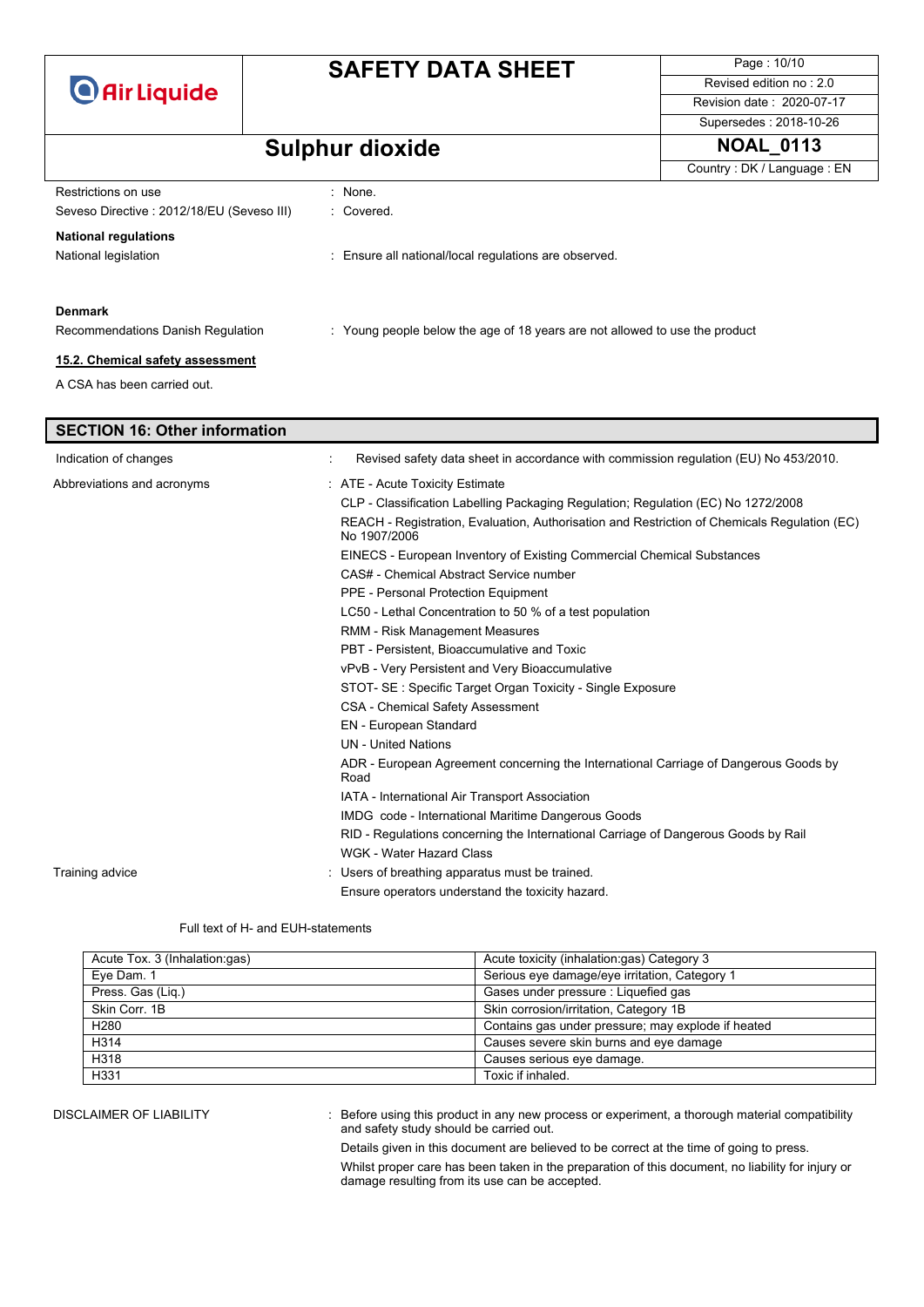Restrictions on use : None.

Seveso Directive : 2012/18/EU (Seveso III) : Covered.

**National regulations**

National legislation : Ensure all national/local regulations are observed.

**Denmark**

Recommendations Danish Regulation : Young people below the age of 18 years are not allowed to use the product

**15.2. Chemical safety assessment**

A CSA has been carried out.

## SECTION 16: Other information

Indication of changes : Revised safety data sheet in accordance with commission regulation (EU) No 453/2010.

Abbreviations and acronyms :
- ATE - Acute Toxicity Estimate
- CLP - Classification Labelling Packaging Regulation; Regulation (EC) No 1272/2008
- REACH - Registration, Evaluation, Authorisation and Restriction of Chemicals Regulation (EC) No 1907/2006
- EINECS - European Inventory of Existing Commercial Chemical Substances
- CAS# - Chemical Abstract Service number
- PPE - Personal Protection Equipment
- LC50 - Lethal Concentration to 50 % of a test population
- RMM - Risk Management Measures
- PBT - Persistent, Bioaccumulative and Toxic
- vPvB - Very Persistent and Very Bioaccumulative
- STOT- SE : Specific Target Organ Toxicity - Single Exposure
- CSA - Chemical Safety Assessment
- EN - European Standard
- UN - United Nations
- ADR - European Agreement concerning the International Carriage of Dangerous Goods by Road
- IATA - International Air Transport Association
- IMDG code - International Maritime Dangerous Goods
- RID - Regulations concerning the International Carriage of Dangerous Goods by Rail
- WGK - Water Hazard Class

Training advice : Users of breathing apparatus must be trained.

Ensure operators understand the toxicity hazard.

Full text of H- and EUH-statements

| | |
|---|---|
| Acute Tox. 3 (Inhalation:gas) | Acute toxicity (inhalation:gas) Category 3 |
| Eye Dam. 1 | Serious eye damage/eye irritation, Category 1 |
| Press. Gas (Liq.) | Gases under pressure : Liquefied gas |
| Skin Corr. 1B | Skin corrosion/irritation, Category 1B |
| H280 | Contains gas under pressure; may explode if heated |
| H314 | Causes severe skin burns and eye damage |
| H318 | Causes serious eye damage. |
| H331 | Toxic if inhaled. |

DISCLAIMER OF LIABILITY : Before using this product in any new process or experiment, a thorough material compatibility and safety study should be carried out.

Details given in this document are believed to be correct at the time of going to press.

Whilst proper care has been taken in the preparation of this document, no liability for injury or damage resulting from its use can be accepted.